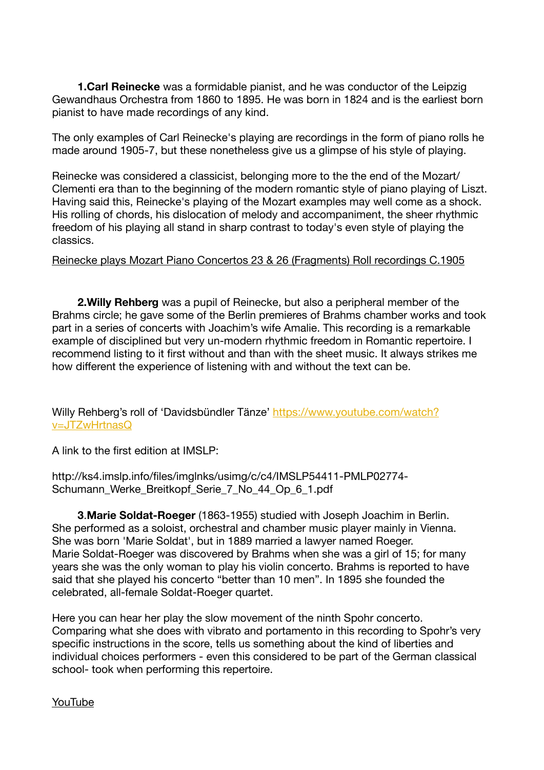**1.Carl Reinecke** was a formidable pianist, and he was conductor of the Leipzig Gewandhaus Orchestra from 1860 to 1895. He was born in 1824 and is the earliest born pianist to have made recordings of any kind.

The only examples of Carl Reinecke's playing are recordings in the form of piano rolls he made around 1905-7, but these nonetheless give us a glimpse of his style of playing.

Reinecke was considered a classicist, belonging more to the the end of the Mozart/ Clementi era than to the beginning of the modern romantic style of piano playing of Liszt. Having said this, Reinecke's playing of the Mozart examples may well come as a shock. His rolling of chords, his dislocation of melody and accompaniment, the sheer rhythmic freedom of his playing all stand in sharp contrast to today's even style of playing the classics.

Reinecke plays Mozart Piano Concertos 23 & 26 (Fragments) Roll recordings C.1905

**2.Willy Rehberg** was a pupil of Reinecke, but also a peripheral member of the Brahms circle; he gave some of the Berlin premieres of Brahms chamber works and took part in a series of concerts with Joachim's wife Amalie. This recording is a remarkable example of disciplined but very un-modern rhythmic freedom in Romantic repertoire. I recommend listing to it first without and than with the sheet music. It always strikes me how different the experience of listening with and without the text can be.

Willy Rehberg's roll of 'Davidsbündler Tänze' https://www.youtube.com/watch?v=JTZwHrtnasQ

A link to the first edition at IMSLP:

http://ks4.imslp.info/files/imglnks/usimg/c/c4/IMSLP54411-PMLP02774-Schumann_Werke_Breitkopf_Serie_7_No_44_Op_6_1.pdf

**3.Marie Soldat-Roeger** (1863-1955) studied with Joseph Joachim in Berlin. She performed as a soloist, orchestral and chamber music player mainly in Vienna. She was born 'Marie Soldat', but in 1889 married a lawyer named Roeger. Marie Soldat-Roeger was discovered by Brahms when she was a girl of 15; for many years she was the only woman to play his violin concerto. Brahms is reported to have said that she played his concerto "better than 10 men". In 1895 she founded the celebrated, all-female Soldat-Roeger quartet.

Here you can hear her play the slow movement of the ninth Spohr concerto. Comparing what she does with vibrato and portamento in this recording to Spohr's very specific instructions in the score, tells us something about the kind of liberties and individual choices performers - even this considered to be part of the German classical school- took when performing this repertoire.

YouTube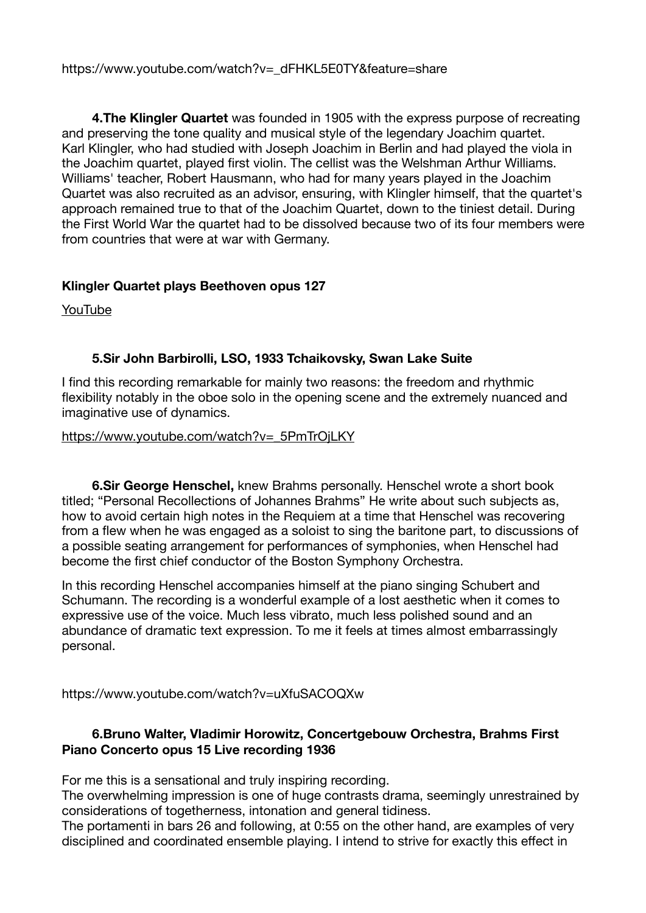https://www.youtube.com/watch?v=_dFHKL5E0TY&feature=share

**4.The Klingler Quartet** was founded in 1905 with the express purpose of recreating and preserving the tone quality and musical style of the legendary Joachim quartet. Karl Klingler, who had studied with Joseph Joachim in Berlin and had played the viola in the Joachim quartet, played first violin. The cellist was the Welshman Arthur Williams. Williams' teacher, Robert Hausmann, who had for many years played in the Joachim Quartet was also recruited as an advisor, ensuring, with Klingler himself, that the quartet's approach remained true to that of the Joachim Quartet, down to the tiniest detail. During the First World War the quartet had to be dissolved because two of its four members were from countries that were at war with Germany.

**Klingler Quartet plays Beethoven opus 127**

YouTube

**5.Sir John Barbirolli, LSO, 1933 Tchaikovsky, Swan Lake Suite**

I find this recording remarkable for mainly two reasons: the freedom and rhythmic flexibility notably in the oboe solo in the opening scene and the extremely nuanced and imaginative use of dynamics.

https://www.youtube.com/watch?v=_5PmTrOjLKY

**6.Sir George Henschel,** knew Brahms personally. Henschel wrote a short book titled; "Personal Recollections of Johannes Brahms" He write about such subjects as, how to avoid certain high notes in the Requiem at a time that Henschel was recovering from a flew when he was engaged as a soloist to sing the baritone part, to discussions of a possible seating arrangement for performances of symphonies, when Henschel had become the first chief conductor of the Boston Symphony Orchestra.

In this recording Henschel accompanies himself at the piano singing Schubert and Schumann. The recording is a wonderful example of a lost aesthetic when it comes to expressive use of the voice. Much less vibrato, much less polished sound and an abundance of dramatic text expression. To me it feels at times almost embarrassingly personal.

https://www.youtube.com/watch?v=uXfuSACOQXw

**6.Bruno Walter, Vladimir Horowitz, Concertgebouw Orchestra, Brahms First Piano Concerto opus 15 Live recording 1936**

For me this is a sensational and truly inspiring recording.
The overwhelming impression is one of huge contrasts drama, seemingly unrestrained by considerations of togetherness, intonation and general tidiness.
The portamenti in bars 26 and following, at 0:55 on the other hand, are examples of very disciplined and coordinated ensemble playing. I intend to strive for exactly this effect in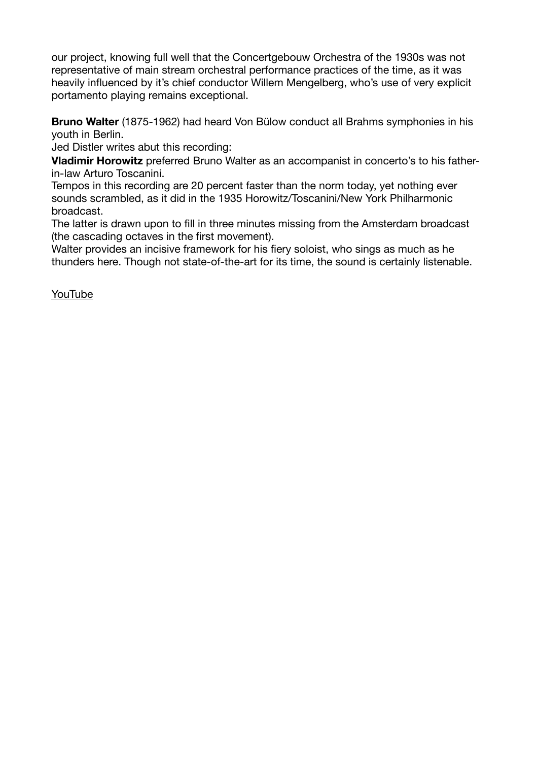our project, knowing full well that the Concertgebouw Orchestra of the 1930s was not representative of main stream orchestral performance practices of the time, as it was heavily influenced by it's chief conductor Willem Mengelberg, who's use of very explicit portamento playing remains exceptional.

**Bruno Walter** (1875-1962) had heard Von Bülow conduct all Brahms symphonies in his youth in Berlin.

Jed Distler writes abut this recording:

**Vladimir Horowitz** preferred Bruno Walter as an accompanist in concerto's to his father-in-law Arturo Toscanini.

Tempos in this recording are 20 percent faster than the norm today, yet nothing ever sounds scrambled, as it did in the 1935 Horowitz/Toscanini/New York Philharmonic broadcast.

The latter is drawn upon to fill in three minutes missing from the Amsterdam broadcast (the cascading octaves in the first movement).

Walter provides an incisive framework for his fiery soloist, who sings as much as he thunders here. Though not state-of-the-art for its time, the sound is certainly listenable.

YouTube